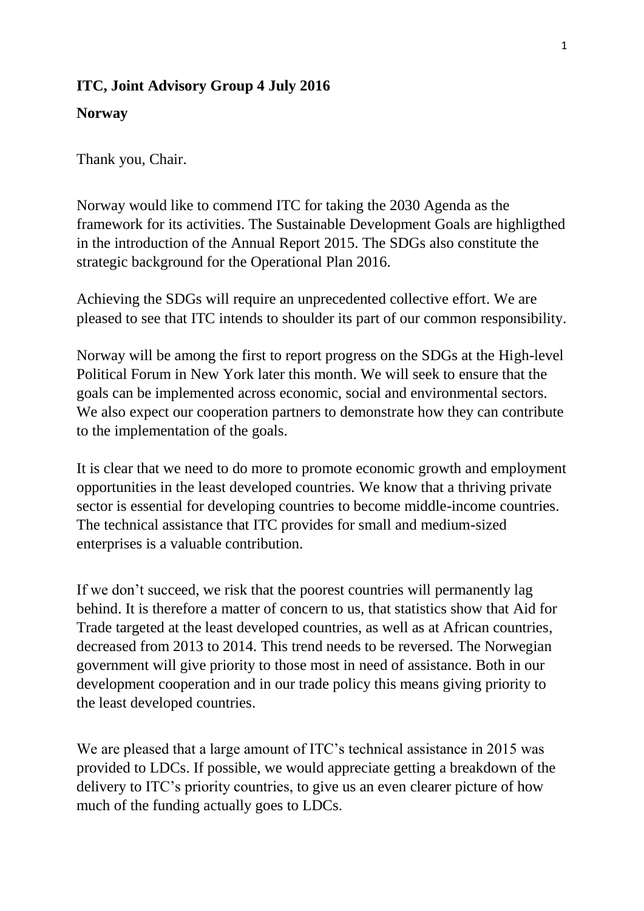**ITC, Joint Advisory Group 4 July 2016**

**Norway**

Thank you, Chair.

Norway would like to commend ITC for taking the 2030 Agenda as the framework for its activities. The Sustainable Development Goals are highligthed in the introduction of the Annual Report 2015. The SDGs also constitute the strategic background for the Operational Plan 2016.

Achieving the SDGs will require an unprecedented collective effort. We are pleased to see that ITC intends to shoulder its part of our common responsibility.

Norway will be among the first to report progress on the SDGs at the High-level Political Forum in New York later this month. We will seek to ensure that the goals can be implemented across economic, social and environmental sectors. We also expect our cooperation partners to demonstrate how they can contribute to the implementation of the goals.

It is clear that we need to do more to promote economic growth and employment opportunities in the least developed countries. We know that a thriving private sector is essential for developing countries to become middle-income countries. The technical assistance that ITC provides for small and medium-sized enterprises is a valuable contribution.

If we don't succeed, we risk that the poorest countries will permanently lag behind. It is therefore a matter of concern to us, that statistics show that Aid for Trade targeted at the least developed countries, as well as at African countries, decreased from 2013 to 2014. This trend needs to be reversed. The Norwegian government will give priority to those most in need of assistance. Both in our development cooperation and in our trade policy this means giving priority to the least developed countries.

We are pleased that a large amount of ITC's technical assistance in 2015 was provided to LDCs. If possible, we would appreciate getting a breakdown of the delivery to ITC's priority countries, to give us an even clearer picture of how much of the funding actually goes to LDCs.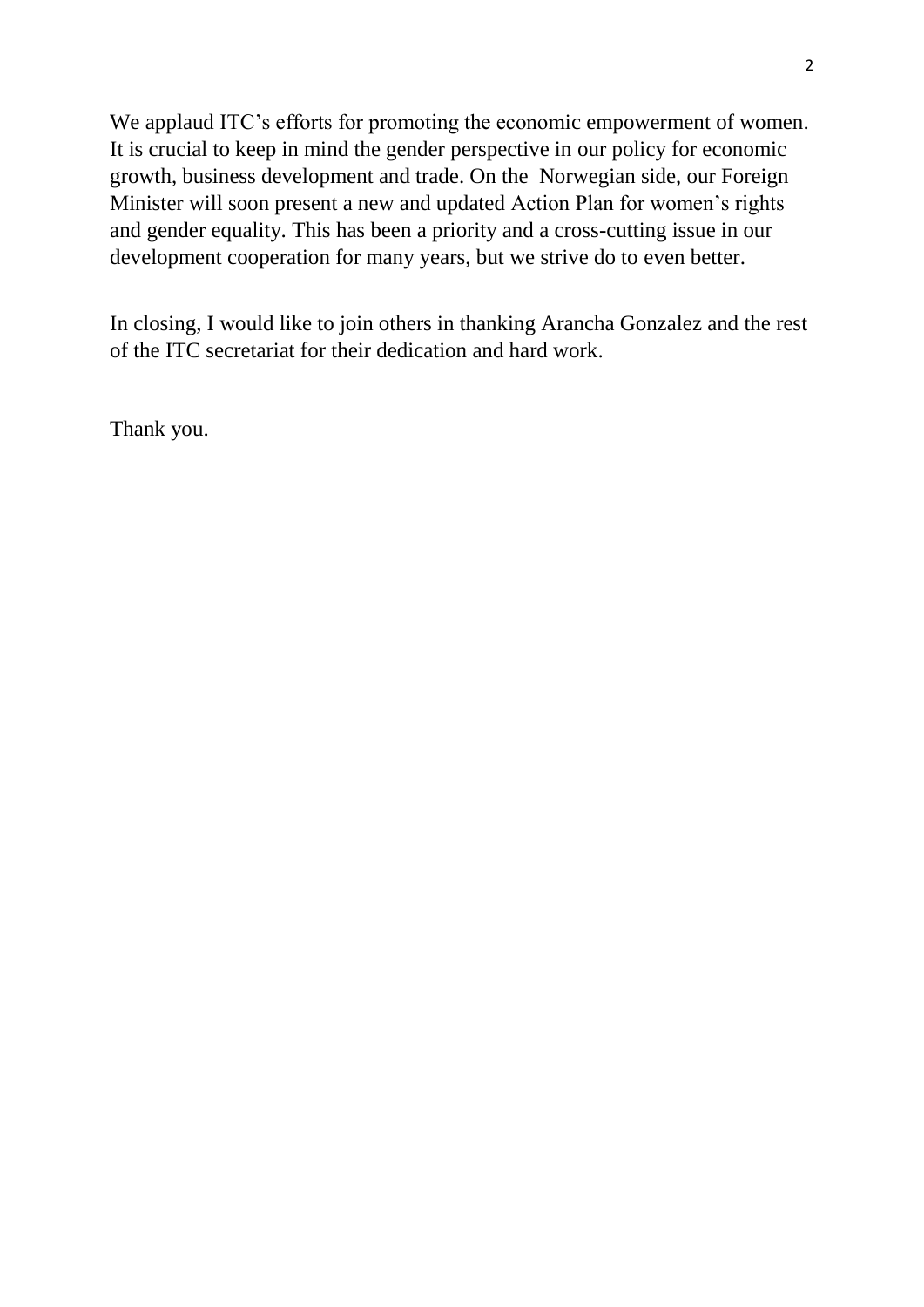We applaud ITC's efforts for promoting the economic empowerment of women. It is crucial to keep in mind the gender perspective in our policy for economic growth, business development and trade. On the Norwegian side, our Foreign Minister will soon present a new and updated Action Plan for women's rights and gender equality. This has been a priority and a cross-cutting issue in our development cooperation for many years, but we strive do to even better.

In closing, I would like to join others in thanking Arancha Gonzalez and the rest of the ITC secretariat for their dedication and hard work.

Thank you.